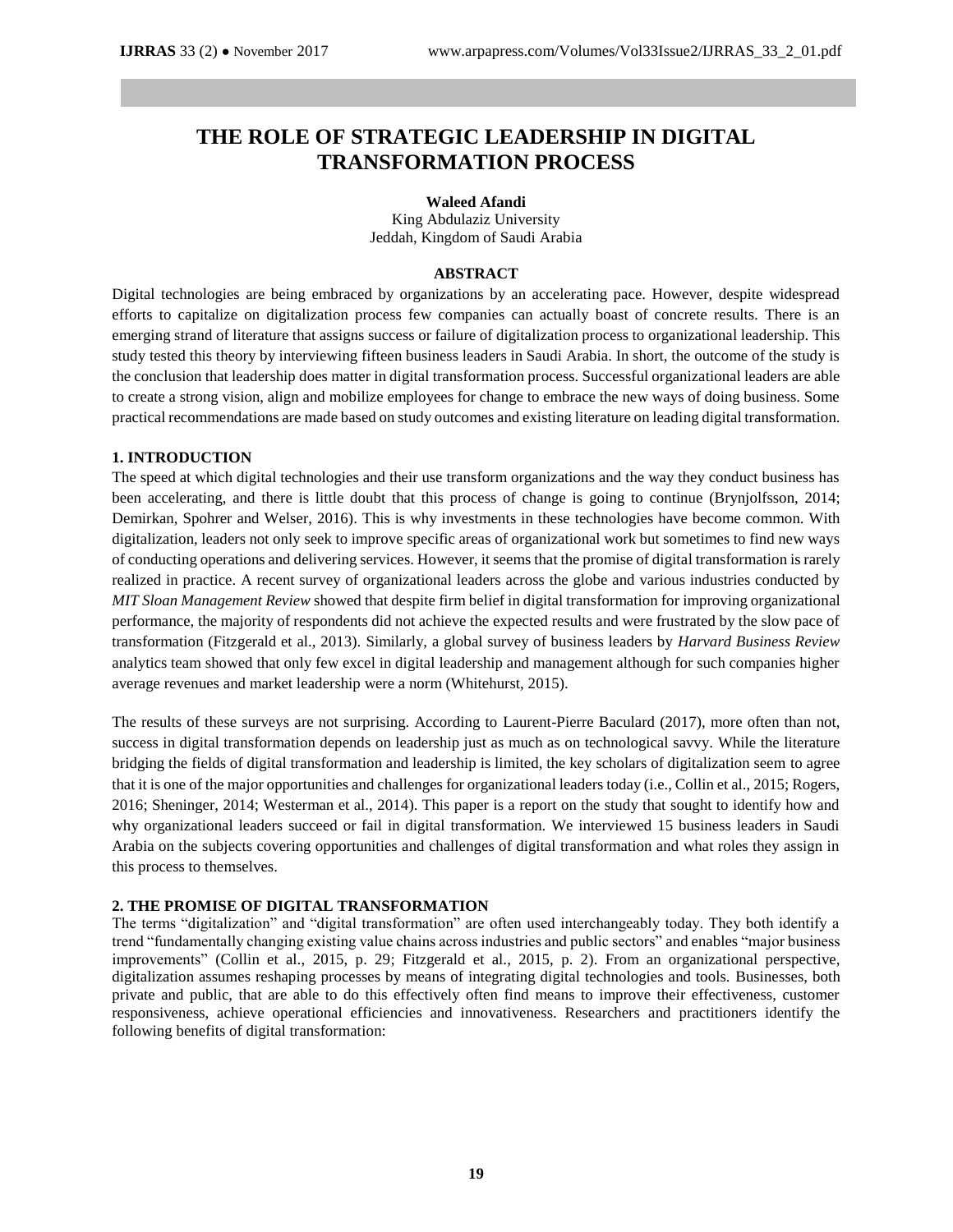# THE ROLE OF STRATEGIC LEADERSHIP IN DIGITAL TRANSFORMATION PROCESS

**Waleed Afandi**

King Abdulaziz University
Jeddah, Kingdom of Saudi Arabia

## ABSTRACT

Digital technologies are being embraced by organizations by an accelerating pace. However, despite widespread efforts to capitalize on digitalization process few companies can actually boast of concrete results. There is an emerging strand of literature that assigns success or failure of digitalization process to organizational leadership. This study tested this theory by interviewing fifteen business leaders in Saudi Arabia. In short, the outcome of the study is the conclusion that leadership does matter in digital transformation process. Successful organizational leaders are able to create a strong vision, align and mobilize employees for change to embrace the new ways of doing business. Some practical recommendations are made based on study outcomes and existing literature on leading digital transformation.

## 1. INTRODUCTION

The speed at which digital technologies and their use transform organizations and the way they conduct business has been accelerating, and there is little doubt that this process of change is going to continue (Brynjolfsson, 2014; Demirkan, Spohrer and Welser, 2016). This is why investments in these technologies have become common. With digitalization, leaders not only seek to improve specific areas of organizational work but sometimes to find new ways of conducting operations and delivering services. However, it seems that the promise of digital transformation is rarely realized in practice. A recent survey of organizational leaders across the globe and various industries conducted by *MIT Sloan Management Review* showed that despite firm belief in digital transformation for improving organizational performance, the majority of respondents did not achieve the expected results and were frustrated by the slow pace of transformation (Fitzgerald et al., 2013). Similarly, a global survey of business leaders by *Harvard Business Review* analytics team showed that only few excel in digital leadership and management although for such companies higher average revenues and market leadership were a norm (Whitehurst, 2015).

The results of these surveys are not surprising. According to Laurent-Pierre Baculard (2017), more often than not, success in digital transformation depends on leadership just as much as on technological savvy. While the literature bridging the fields of digital transformation and leadership is limited, the key scholars of digitalization seem to agree that it is one of the major opportunities and challenges for organizational leaders today (i.e., Collin et al., 2015; Rogers, 2016; Sheninger, 2014; Westerman et al., 2014). This paper is a report on the study that sought to identify how and why organizational leaders succeed or fail in digital transformation. We interviewed 15 business leaders in Saudi Arabia on the subjects covering opportunities and challenges of digital transformation and what roles they assign in this process to themselves.

## 2. THE PROMISE OF DIGITAL TRANSFORMATION

The terms "digitalization" and "digital transformation" are often used interchangeably today. They both identify a trend "fundamentally changing existing value chains across industries and public sectors" and enables "major business improvements" (Collin et al., 2015, p. 29; Fitzgerald et al., 2015, p. 2). From an organizational perspective, digitalization assumes reshaping processes by means of integrating digital technologies and tools. Businesses, both private and public, that are able to do this effectively often find means to improve their effectiveness, customer responsiveness, achieve operational efficiencies and innovativeness. Researchers and practitioners identify the following benefits of digital transformation: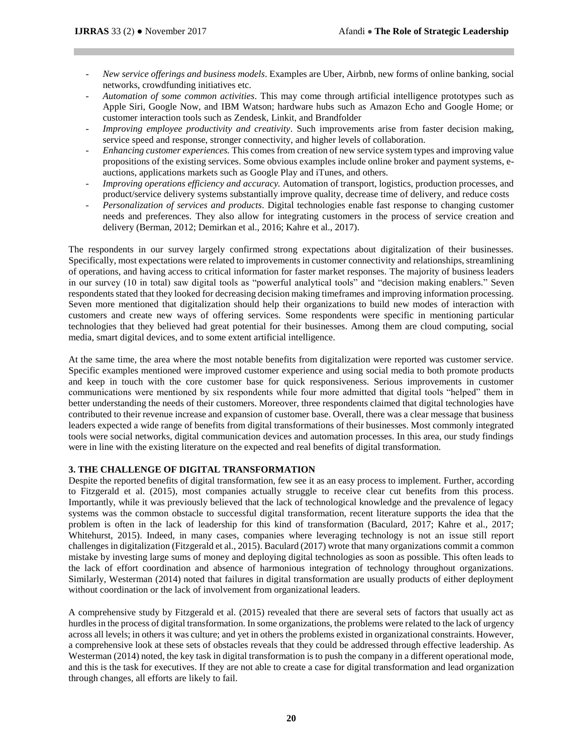- *New service offerings and business models*. Examples are Uber, Airbnb, new forms of online banking, social networks, crowdfunding initiatives etc.
- *Automation of some common activities*. This may come through artificial intelligence prototypes such as Apple Siri, Google Now, and IBM Watson; hardware hubs such as Amazon Echo and Google Home; or customer interaction tools such as Zendesk, Linkit, and Brandfolder
- *Improving employee productivity and creativity*. Such improvements arise from faster decision making, service speed and response, stronger connectivity, and higher levels of collaboration.
- *Enhancing customer experiences.* This comes from creation of new service system types and improving value propositions of the existing services. Some obvious examples include online broker and payment systems, e-auctions, applications markets such as Google Play and iTunes, and others.
- *Improving operations efficiency and accuracy.* Automation of transport, logistics, production processes, and product/service delivery systems substantially improve quality, decrease time of delivery, and reduce costs
- *Personalization of services and products*. Digital technologies enable fast response to changing customer needs and preferences. They also allow for integrating customers in the process of service creation and delivery (Berman, 2012; Demirkan et al., 2016; Kahre et al., 2017).

The respondents in our survey largely confirmed strong expectations about digitalization of their businesses. Specifically, most expectations were related to improvements in customer connectivity and relationships, streamlining of operations, and having access to critical information for faster market responses. The majority of business leaders in our survey (10 in total) saw digital tools as "powerful analytical tools" and "decision making enablers." Seven respondents stated that they looked for decreasing decision making timeframes and improving information processing. Seven more mentioned that digitalization should help their organizations to build new modes of interaction with customers and create new ways of offering services. Some respondents were specific in mentioning particular technologies that they believed had great potential for their businesses. Among them are cloud computing, social media, smart digital devices, and to some extent artificial intelligence.

At the same time, the area where the most notable benefits from digitalization were reported was customer service. Specific examples mentioned were improved customer experience and using social media to both promote products and keep in touch with the core customer base for quick responsiveness. Serious improvements in customer communications were mentioned by six respondents while four more admitted that digital tools "helped" them in better understanding the needs of their customers. Moreover, three respondents claimed that digital technologies have contributed to their revenue increase and expansion of customer base. Overall, there was a clear message that business leaders expected a wide range of benefits from digital transformations of their businesses. Most commonly integrated tools were social networks, digital communication devices and automation processes. In this area, our study findings were in line with the existing literature on the expected and real benefits of digital transformation.

## 3. THE CHALLENGE OF DIGITAL TRANSFORMATION

Despite the reported benefits of digital transformation, few see it as an easy process to implement. Further, according to Fitzgerald et al. (2015), most companies actually struggle to receive clear cut benefits from this process. Importantly, while it was previously believed that the lack of technological knowledge and the prevalence of legacy systems was the common obstacle to successful digital transformation, recent literature supports the idea that the problem is often in the lack of leadership for this kind of transformation (Baculard, 2017; Kahre et al., 2017; Whitehurst, 2015). Indeed, in many cases, companies where leveraging technology is not an issue still report challenges in digitalization (Fitzgerald et al., 2015). Baculard (2017) wrote that many organizations commit a common mistake by investing large sums of money and deploying digital technologies as soon as possible. This often leads to the lack of effort coordination and absence of harmonious integration of technology throughout organizations. Similarly, Westerman (2014) noted that failures in digital transformation are usually products of either deployment without coordination or the lack of involvement from organizational leaders.

A comprehensive study by Fitzgerald et al. (2015) revealed that there are several sets of factors that usually act as hurdles in the process of digital transformation. In some organizations, the problems were related to the lack of urgency across all levels; in others it was culture; and yet in others the problems existed in organizational constraints. However, a comprehensive look at these sets of obstacles reveals that they could be addressed through effective leadership. As Westerman (2014) noted, the key task in digital transformation is to push the company in a different operational mode, and this is the task for executives. If they are not able to create a case for digital transformation and lead organization through changes, all efforts are likely to fail.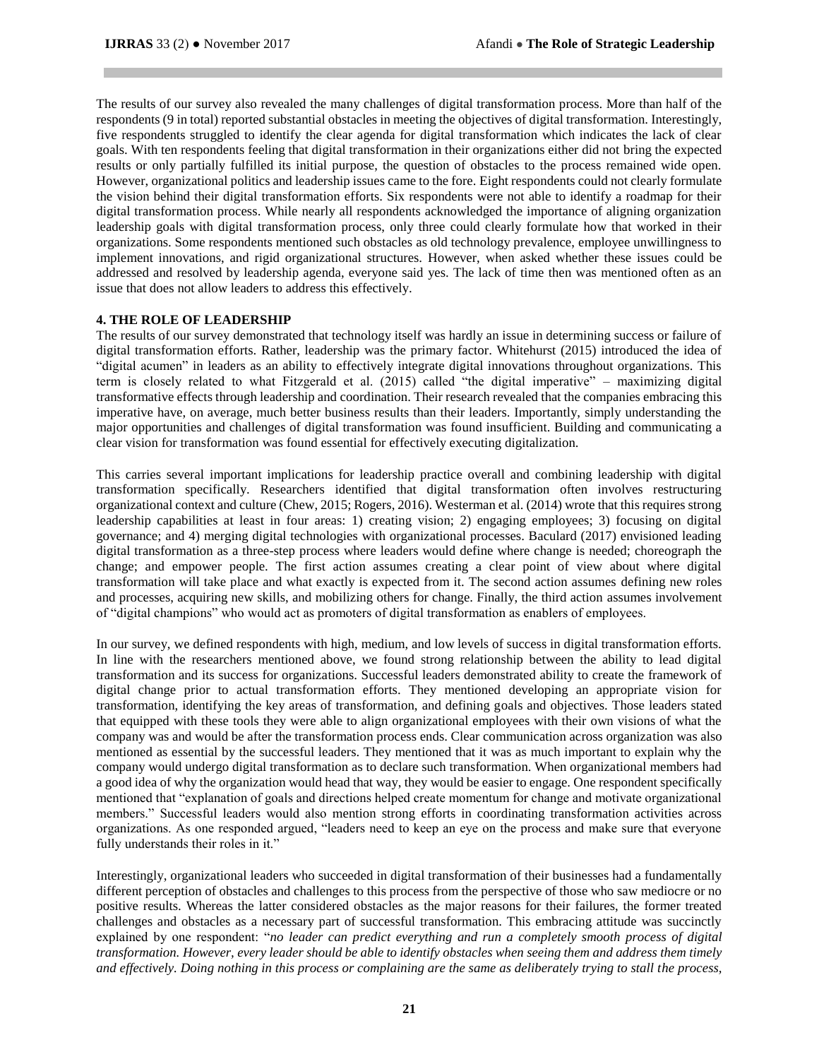The results of our survey also revealed the many challenges of digital transformation process. More than half of the respondents (9 in total) reported substantial obstacles in meeting the objectives of digital transformation. Interestingly, five respondents struggled to identify the clear agenda for digital transformation which indicates the lack of clear goals. With ten respondents feeling that digital transformation in their organizations either did not bring the expected results or only partially fulfilled its initial purpose, the question of obstacles to the process remained wide open. However, organizational politics and leadership issues came to the fore. Eight respondents could not clearly formulate the vision behind their digital transformation efforts. Six respondents were not able to identify a roadmap for their digital transformation process. While nearly all respondents acknowledged the importance of aligning organization leadership goals with digital transformation process, only three could clearly formulate how that worked in their organizations. Some respondents mentioned such obstacles as old technology prevalence, employee unwillingness to implement innovations, and rigid organizational structures. However, when asked whether these issues could be addressed and resolved by leadership agenda, everyone said yes. The lack of time then was mentioned often as an issue that does not allow leaders to address this effectively.

## 4. THE ROLE OF LEADERSHIP

The results of our survey demonstrated that technology itself was hardly an issue in determining success or failure of digital transformation efforts. Rather, leadership was the primary factor. Whitehurst (2015) introduced the idea of "digital acumen" in leaders as an ability to effectively integrate digital innovations throughout organizations. This term is closely related to what Fitzgerald et al. (2015) called "the digital imperative" – maximizing digital transformative effects through leadership and coordination. Their research revealed that the companies embracing this imperative have, on average, much better business results than their leaders. Importantly, simply understanding the major opportunities and challenges of digital transformation was found insufficient. Building and communicating a clear vision for transformation was found essential for effectively executing digitalization.

This carries several important implications for leadership practice overall and combining leadership with digital transformation specifically. Researchers identified that digital transformation often involves restructuring organizational context and culture (Chew, 2015; Rogers, 2016). Westerman et al. (2014) wrote that this requires strong leadership capabilities at least in four areas: 1) creating vision; 2) engaging employees; 3) focusing on digital governance; and 4) merging digital technologies with organizational processes. Baculard (2017) envisioned leading digital transformation as a three-step process where leaders would define where change is needed; choreograph the change; and empower people. The first action assumes creating a clear point of view about where digital transformation will take place and what exactly is expected from it. The second action assumes defining new roles and processes, acquiring new skills, and mobilizing others for change. Finally, the third action assumes involvement of "digital champions" who would act as promoters of digital transformation as enablers of employees.

In our survey, we defined respondents with high, medium, and low levels of success in digital transformation efforts. In line with the researchers mentioned above, we found strong relationship between the ability to lead digital transformation and its success for organizations. Successful leaders demonstrated ability to create the framework of digital change prior to actual transformation efforts. They mentioned developing an appropriate vision for transformation, identifying the key areas of transformation, and defining goals and objectives. Those leaders stated that equipped with these tools they were able to align organizational employees with their own visions of what the company was and would be after the transformation process ends. Clear communication across organization was also mentioned as essential by the successful leaders. They mentioned that it was as much important to explain why the company would undergo digital transformation as to declare such transformation. When organizational members had a good idea of why the organization would head that way, they would be easier to engage. One respondent specifically mentioned that "explanation of goals and directions helped create momentum for change and motivate organizational members." Successful leaders would also mention strong efforts in coordinating transformation activities across organizations. As one responded argued, "leaders need to keep an eye on the process and make sure that everyone fully understands their roles in it."

Interestingly, organizational leaders who succeeded in digital transformation of their businesses had a fundamentally different perception of obstacles and challenges to this process from the perspective of those who saw mediocre or no positive results. Whereas the latter considered obstacles as the major reasons for their failures, the former treated challenges and obstacles as a necessary part of successful transformation. This embracing attitude was succinctly explained by one respondent: "*no leader can predict everything and run a completely smooth process of digital transformation. However, every leader should be able to identify obstacles when seeing them and address them timely and effectively. Doing nothing in this process or complaining are the same as deliberately trying to stall the process,*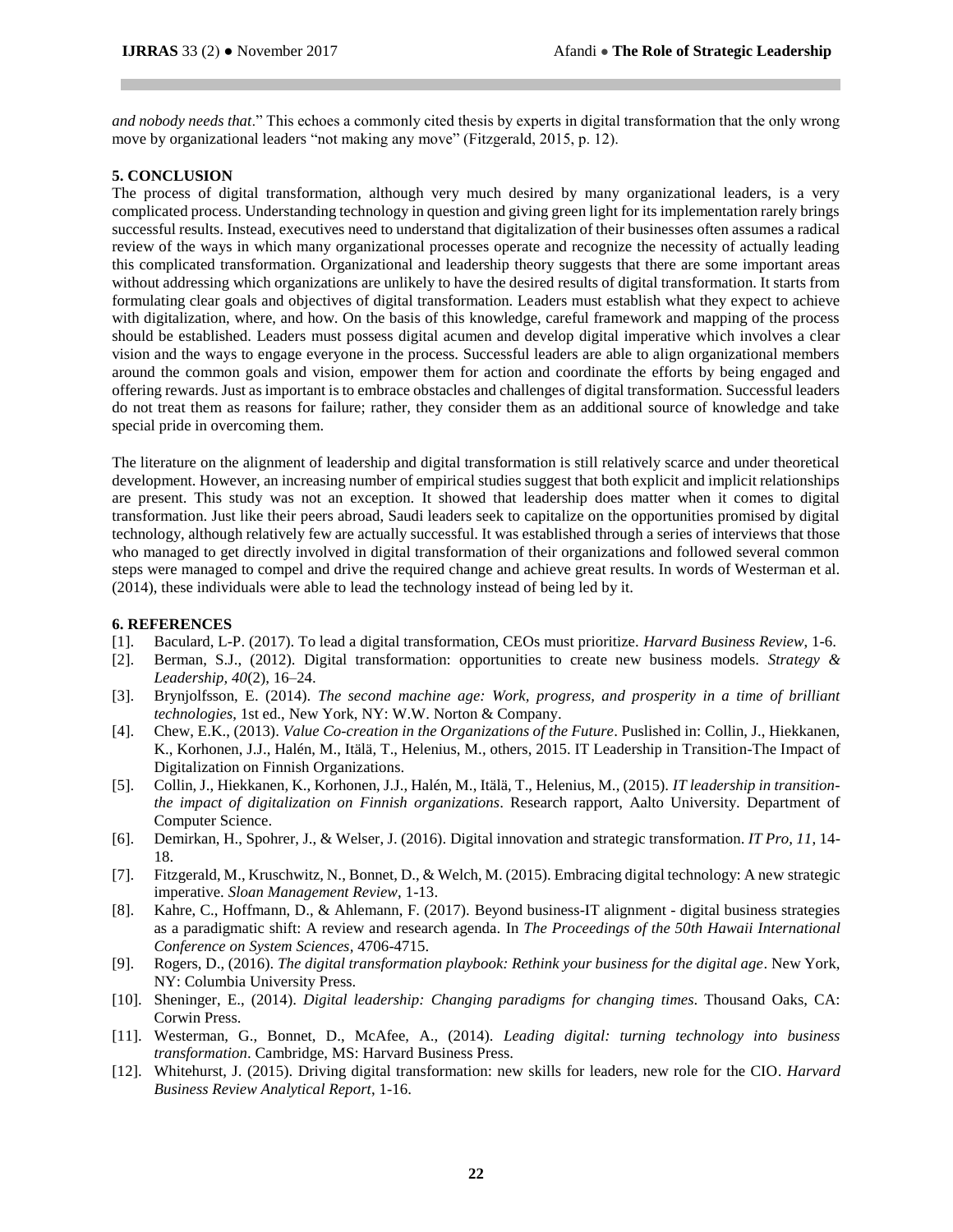*and nobody needs that*." This echoes a commonly cited thesis by experts in digital transformation that the only wrong move by organizational leaders "not making any move" (Fitzgerald, 2015, p. 12).

## 5. CONCLUSION

The process of digital transformation, although very much desired by many organizational leaders, is a very complicated process. Understanding technology in question and giving green light for its implementation rarely brings successful results. Instead, executives need to understand that digitalization of their businesses often assumes a radical review of the ways in which many organizational processes operate and recognize the necessity of actually leading this complicated transformation. Organizational and leadership theory suggests that there are some important areas without addressing which organizations are unlikely to have the desired results of digital transformation. It starts from formulating clear goals and objectives of digital transformation. Leaders must establish what they expect to achieve with digitalization, where, and how. On the basis of this knowledge, careful framework and mapping of the process should be established. Leaders must possess digital acumen and develop digital imperative which involves a clear vision and the ways to engage everyone in the process. Successful leaders are able to align organizational members around the common goals and vision, empower them for action and coordinate the efforts by being engaged and offering rewards. Just as important is to embrace obstacles and challenges of digital transformation. Successful leaders do not treat them as reasons for failure; rather, they consider them as an additional source of knowledge and take special pride in overcoming them.

The literature on the alignment of leadership and digital transformation is still relatively scarce and under theoretical development. However, an increasing number of empirical studies suggest that both explicit and implicit relationships are present. This study was not an exception. It showed that leadership does matter when it comes to digital transformation. Just like their peers abroad, Saudi leaders seek to capitalize on the opportunities promised by digital technology, although relatively few are actually successful. It was established through a series of interviews that those who managed to get directly involved in digital transformation of their organizations and followed several common steps were managed to compel and drive the required change and achieve great results. In words of Westerman et al. (2014), these individuals were able to lead the technology instead of being led by it.

## 6. REFERENCES

[1]. Baculard, L-P. (2017). To lead a digital transformation, CEOs must prioritize. *Harvard Business Review*, 1-6.

[2]. Berman, S.J., (2012). Digital transformation: opportunities to create new business models. *Strategy & Leadership, 40*(2), 16–24.

[3]. Brynjolfsson, E. (2014). *The second machine age: Work, progress, and prosperity in a time of brilliant technologies*, 1st ed., New York, NY: W.W. Norton & Company.

[4]. Chew, E.K., (2013). *Value Co-creation in the Organizations of the Future*. Puslished in: Collin, J., Hiekkanen, K., Korhonen, J.J., Halén, M., Itälä, T., Helenius, M., others, 2015. IT Leadership in Transition-The Impact of Digitalization on Finnish Organizations.

[5]. Collin, J., Hiekkanen, K., Korhonen, J.J., Halén, M., Itälä, T., Helenius, M., (2015). *IT leadership in transition-the impact of digitalization on Finnish organizations*. Research rapport, Aalto University. Department of Computer Science.

[6]. Demirkan, H., Spohrer, J., & Welser, J. (2016). Digital innovation and strategic transformation. *IT Pro, 11*, 14-18.

[7]. Fitzgerald, M., Kruschwitz, N., Bonnet, D., & Welch, M. (2015). Embracing digital technology: A new strategic imperative. *Sloan Management Review*, 1-13.

[8]. Kahre, C., Hoffmann, D., & Ahlemann, F. (2017). Beyond business-IT alignment - digital business strategies as a paradigmatic shift: A review and research agenda. In *The Proceedings of the 50th Hawaii International Conference on System Sciences*, 4706-4715.

[9]. Rogers, D., (2016). *The digital transformation playbook: Rethink your business for the digital age*. New York, NY: Columbia University Press.

[10]. Sheninger, E., (2014). *Digital leadership: Changing paradigms for changing times*. Thousand Oaks, CA: Corwin Press.

[11]. Westerman, G., Bonnet, D., McAfee, A., (2014). *Leading digital: turning technology into business transformation*. Cambridge, MS: Harvard Business Press.

[12]. Whitehurst, J. (2015). Driving digital transformation: new skills for leaders, new role for the CIO. *Harvard Business Review Analytical Report*, 1-16.